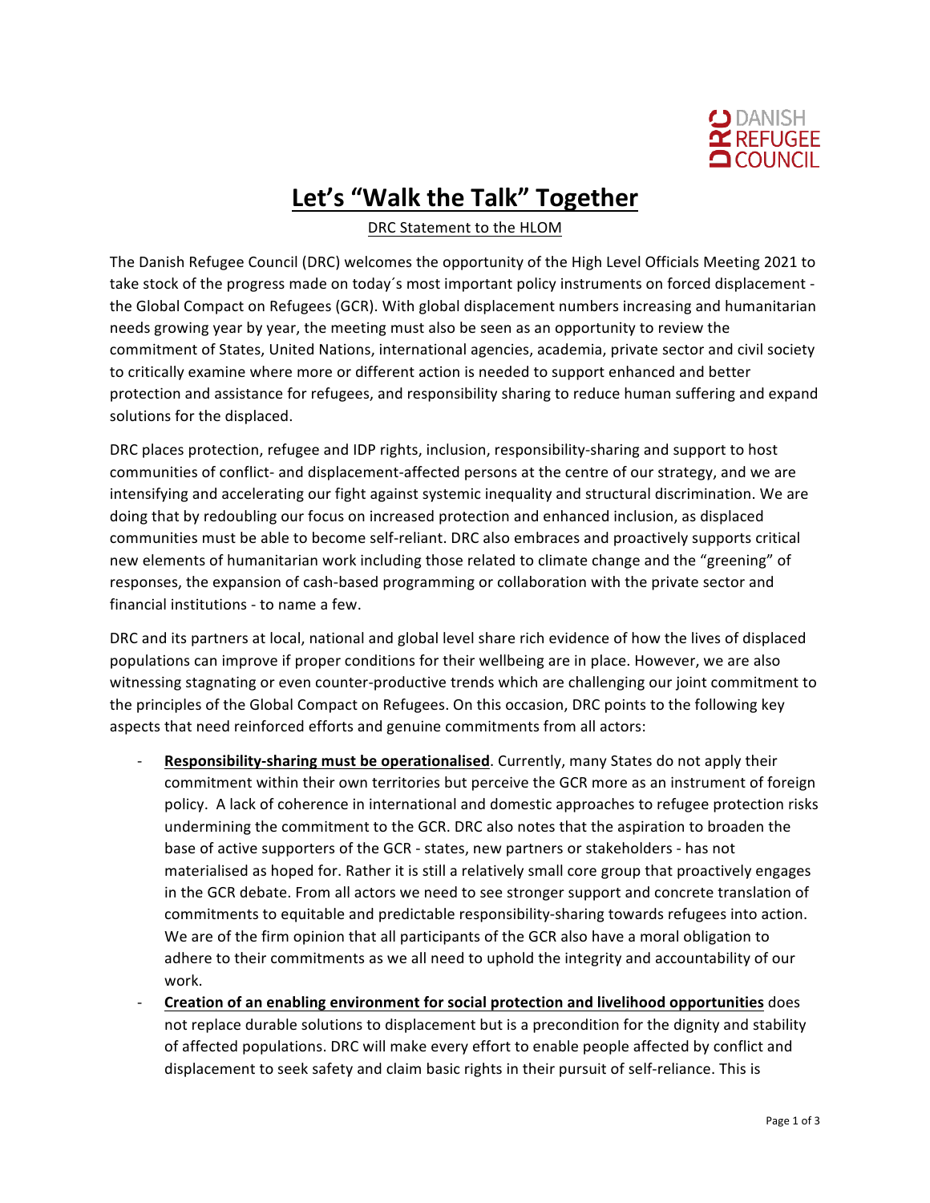# Let's "Walk the Talk" Together

DRC Statement to the HLOM

The Danish Refugee Council (DRC) welcomes the opportunity of the High Level Officials Meeting 2021 to take stock of the progress made on today´s most important policy instruments on forced displacement - the Global Compact on Refugees (GCR). With global displacement numbers increasing and humanitarian needs growing year by year, the meeting must also be seen as an opportunity to review the commitment of States, United Nations, international agencies, academia, private sector and civil society to critically examine where more or different action is needed to support enhanced and better protection and assistance for refugees, and responsibility sharing to reduce human suffering and expand solutions for the displaced.

DRC places protection, refugee and IDP rights, inclusion, responsibility-sharing and support to host communities of conflict- and displacement-affected persons at the centre of our strategy, and we are intensifying and accelerating our fight against systemic inequality and structural discrimination. We are doing that by redoubling our focus on increased protection and enhanced inclusion, as displaced communities must be able to become self-reliant. DRC also embraces and proactively supports critical new elements of humanitarian work including those related to climate change and the "greening" of responses, the expansion of cash-based programming or collaboration with the private sector and financial institutions - to name a few.

DRC and its partners at local, national and global level share rich evidence of how the lives of displaced populations can improve if proper conditions for their wellbeing are in place. However, we are also witnessing stagnating or even counter-productive trends which are challenging our joint commitment to the principles of the Global Compact on Refugees. On this occasion, DRC points to the following key aspects that need reinforced efforts and genuine commitments from all actors:

- **Responsibility-sharing must be operationalised**. Currently, many States do not apply their commitment within their own territories but perceive the GCR more as an instrument of foreign policy. A lack of coherence in international and domestic approaches to refugee protection risks undermining the commitment to the GCR. DRC also notes that the aspiration to broaden the base of active supporters of the GCR - states, new partners or stakeholders - has not materialised as hoped for. Rather it is still a relatively small core group that proactively engages in the GCR debate. From all actors we need to see stronger support and concrete translation of commitments to equitable and predictable responsibility-sharing towards refugees into action. We are of the firm opinion that all participants of the GCR also have a moral obligation to adhere to their commitments as we all need to uphold the integrity and accountability of our work.
- **Creation of an enabling environment for social protection and livelihood opportunities** does not replace durable solutions to displacement but is a precondition for the dignity and stability of affected populations. DRC will make every effort to enable people affected by conflict and displacement to seek safety and claim basic rights in their pursuit of self-reliance. This is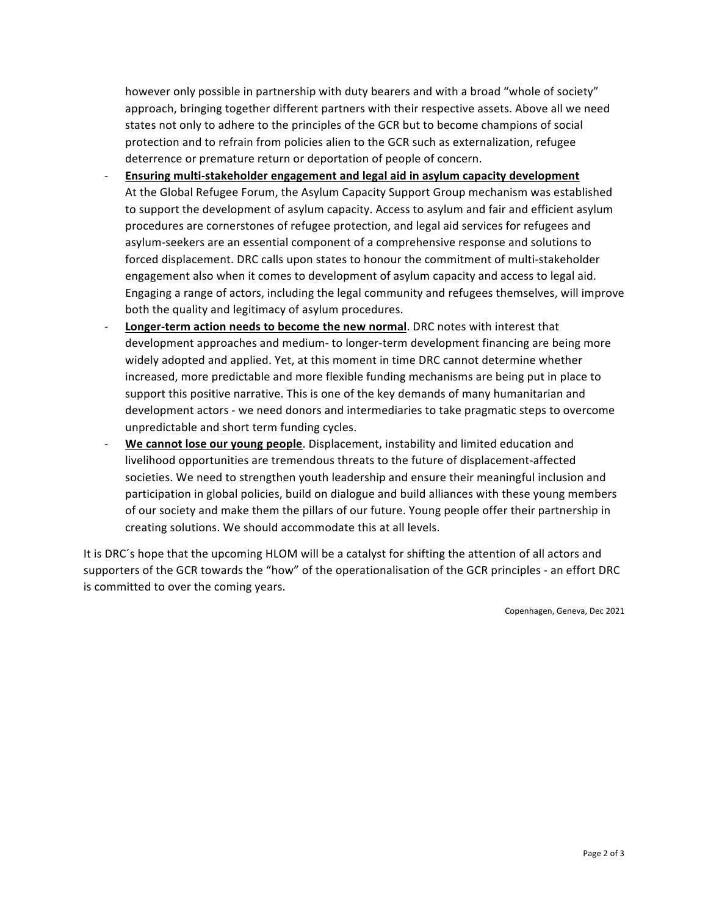however only possible in partnership with duty bearers and with a broad "whole of society" approach, bringing together different partners with their respective assets. Above all we need states not only to adhere to the principles of the GCR but to become champions of social protection and to refrain from policies alien to the GCR such as externalization, refugee deterrence or premature return or deportation of people of concern.

- **Ensuring multi-stakeholder engagement and legal aid in asylum capacity development**
  At the Global Refugee Forum, the Asylum Capacity Support Group mechanism was established to support the development of asylum capacity. Access to asylum and fair and efficient asylum procedures are cornerstones of refugee protection, and legal aid services for refugees and asylum-seekers are an essential component of a comprehensive response and solutions to forced displacement. DRC calls upon states to honour the commitment of multi-stakeholder engagement also when it comes to development of asylum capacity and access to legal aid. Engaging a range of actors, including the legal community and refugees themselves, will improve both the quality and legitimacy of asylum procedures.
- **Longer-term action needs to become the new normal**. DRC notes with interest that development approaches and medium- to longer-term development financing are being more widely adopted and applied. Yet, at this moment in time DRC cannot determine whether increased, more predictable and more flexible funding mechanisms are being put in place to support this positive narrative. This is one of the key demands of many humanitarian and development actors - we need donors and intermediaries to take pragmatic steps to overcome unpredictable and short term funding cycles.
- **We cannot lose our young people**. Displacement, instability and limited education and livelihood opportunities are tremendous threats to the future of displacement-affected societies. We need to strengthen youth leadership and ensure their meaningful inclusion and participation in global policies, build on dialogue and build alliances with these young members of our society and make them the pillars of our future. Young people offer their partnership in creating solutions. We should accommodate this at all levels.

It is DRC´s hope that the upcoming HLOM will be a catalyst for shifting the attention of all actors and supporters of the GCR towards the "how" of the operationalisation of the GCR principles - an effort DRC is committed to over the coming years.

Copenhagen, Geneva, Dec 2021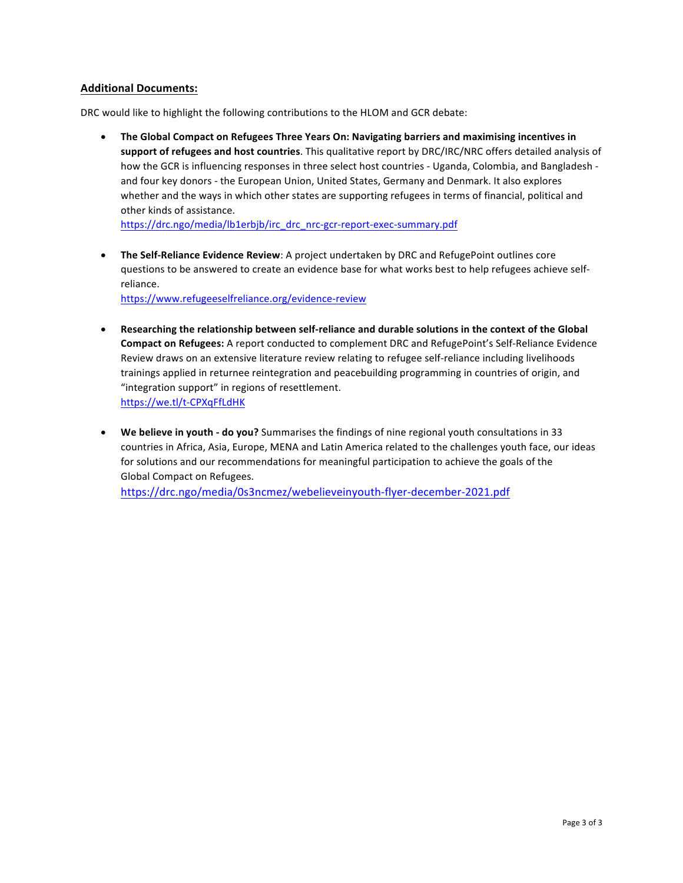## Additional Documents:

DRC would like to highlight the following contributions to the HLOM and GCR debate:

- **The Global Compact on Refugees Three Years On: Navigating barriers and maximising incentives in support of refugees and host countries**. This qualitative report by DRC/IRC/NRC offers detailed analysis of how the GCR is influencing responses in three select host countries - Uganda, Colombia, and Bangladesh - and four key donors - the European Union, United States, Germany and Denmark. It also explores whether and the ways in which other states are supporting refugees in terms of financial, political and other kinds of assistance.
https://drc.ngo/media/lb1erbjb/irc_drc_nrc-gcr-report-exec-summary.pdf

- **The Self-Reliance Evidence Review**: A project undertaken by DRC and RefugePoint outlines core questions to be answered to create an evidence base for what works best to help refugees achieve self-reliance.
https://www.refugeeselfreliance.org/evidence-review

- **Researching the relationship between self-reliance and durable solutions in the context of the Global Compact on Refugees:** A report conducted to complement DRC and RefugePoint's Self-Reliance Evidence Review draws on an extensive literature review relating to refugee self-reliance including livelihoods trainings applied in returnee reintegration and peacebuilding programming in countries of origin, and "integration support" in regions of resettlement.
https://we.tl/t-CPXqFfLdHK

- **We believe in youth - do you?** Summarises the findings of nine regional youth consultations in 33 countries in Africa, Asia, Europe, MENA and Latin America related to the challenges youth face, our ideas for solutions and our recommendations for meaningful participation to achieve the goals of the Global Compact on Refugees.
https://drc.ngo/media/0s3ncmez/webelieveinyouth-flyer-december-2021.pdf